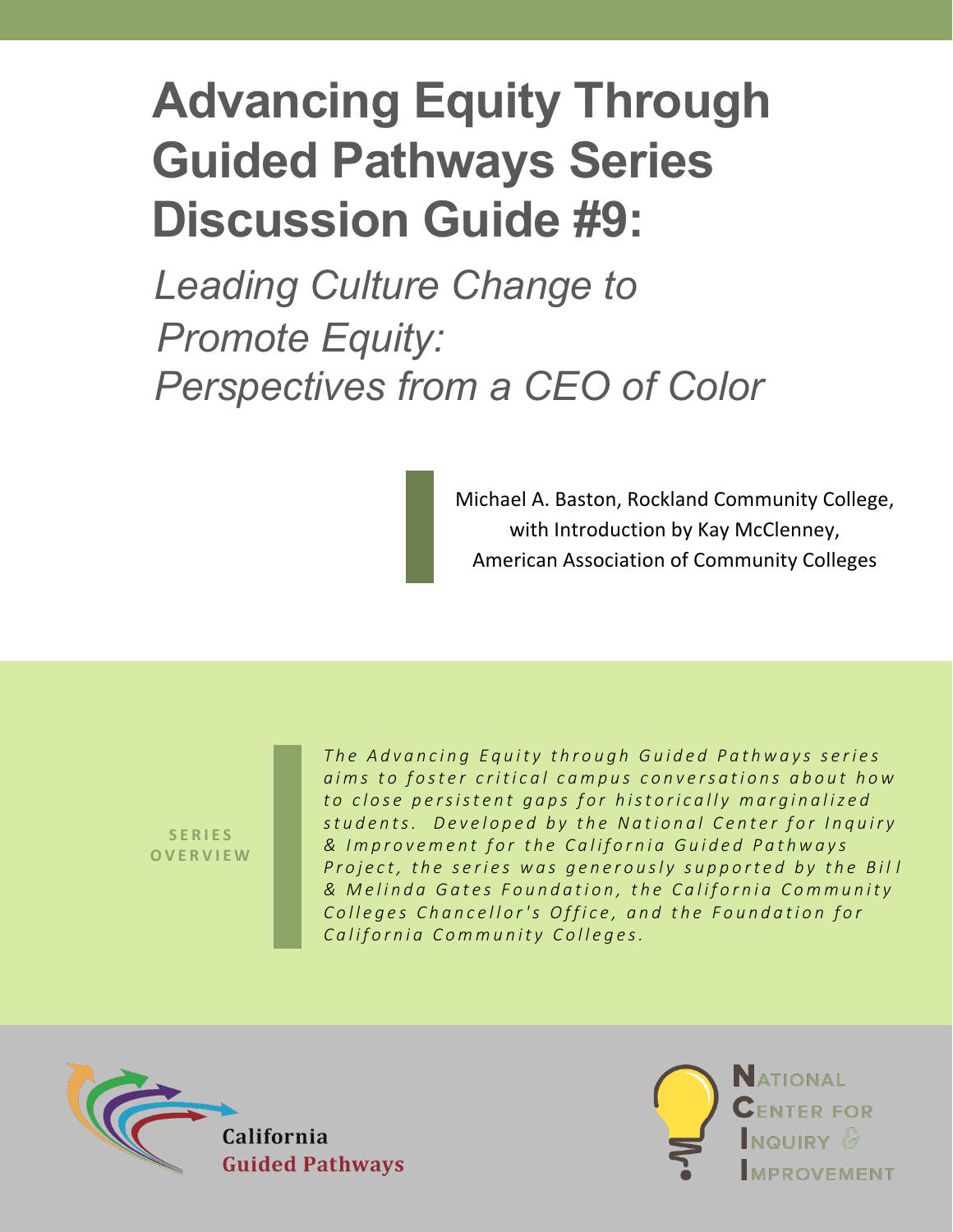# Advancing Equity Through Guided Pathways Series Discussion Guide #9:

*Leading Culture Change to Promote Equity: Perspectives from a CEO of Color*

Michael A. Baston, Rockland Community College, with Introduction by Kay McClenney, American Association of Community Colleges

**SERIES OVERVIEW**

*The Advancing Equity through Guided Pathways series aims to foster critical campus conversations about how to close persistent gaps for historically marginalized students. Developed by the National Center for Inquiry & Improvement for the California Guided Pathways Project, the series was generously supported by the Bill & Melinda Gates Foundation, the California Community Colleges Chancellor's Office, and the Foundation for California Community Colleges.*

California Guided Pathways

National Center for Inquiry & Improvement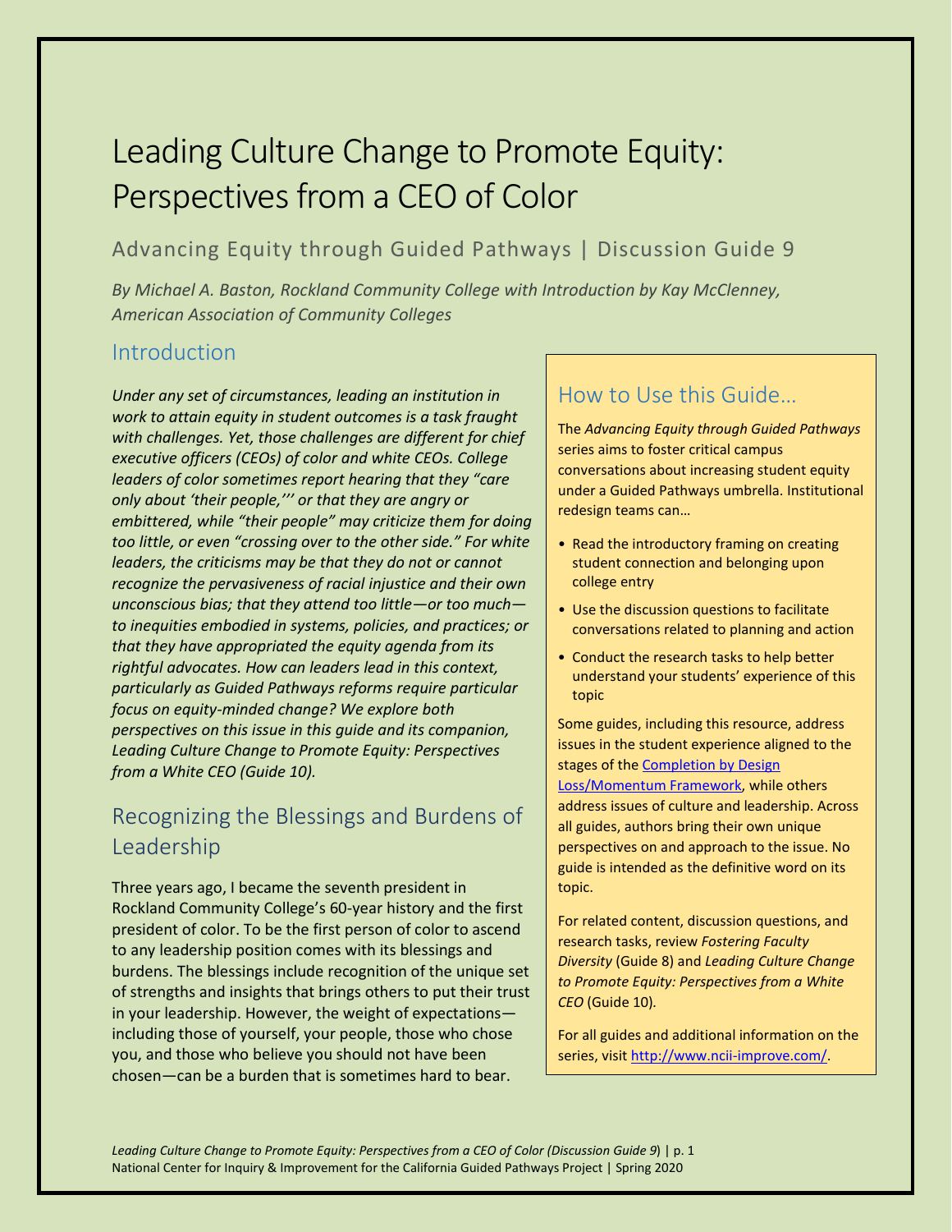# Leading Culture Change to Promote Equity: Perspectives from a CEO of Color

## Advancing Equity through Guided Pathways | Discussion Guide 9

*By Michael A. Baston, Rockland Community College with Introduction by Kay McClenney, American Association of Community Colleges*

## Introduction

*Under any set of circumstances, leading an institution in work to attain equity in student outcomes is a task fraught with challenges. Yet, those challenges are different for chief executive officers (CEOs) of color and white CEOs. College leaders of color sometimes report hearing that they "care only about 'their people,''' or that they are angry or embittered, while "their people" may criticize them for doing too little, or even "crossing over to the other side." For white leaders, the criticisms may be that they do not or cannot recognize the pervasiveness of racial injustice and their own unconscious bias; that they attend too little—or too much—to inequities embodied in systems, policies, and practices; or that they have appropriated the equity agenda from its rightful advocates. How can leaders lead in this context, particularly as Guided Pathways reforms require particular focus on equity-minded change? We explore both perspectives on this issue in this guide and its companion, Leading Culture Change to Promote Equity: Perspectives from a White CEO (Guide 10).*

## Recognizing the Blessings and Burdens of Leadership

Three years ago, I became the seventh president in Rockland Community College's 60-year history and the first president of color. To be the first person of color to ascend to any leadership position comes with its blessings and burdens. The blessings include recognition of the unique set of strengths and insights that brings others to put their trust in your leadership. However, the weight of expectations—including those of yourself, your people, those who chose you, and those who believe you should not have been chosen—can be a burden that is sometimes hard to bear.

## How to Use this Guide…

The *Advancing Equity through Guided Pathways* series aims to foster critical campus conversations about increasing student equity under a Guided Pathways umbrella. Institutional redesign teams can…

- Read the introductory framing on creating student connection and belonging upon college entry
- Use the discussion questions to facilitate conversations related to planning and action
- Conduct the research tasks to help better understand your students' experience of this topic

Some guides, including this resource, address issues in the student experience aligned to the stages of the [Completion by Design Loss/Momentum Framework](), while others address issues of culture and leadership. Across all guides, authors bring their own unique perspectives on and approach to the issue. No guide is intended as the definitive word on its topic.

For related content, discussion questions, and research tasks, review *Fostering Faculty Diversity* (Guide 8) and *Leading Culture Change to Promote Equity: Perspectives from a White CEO* (Guide 10).

For all guides and additional information on the series, visit [http://www.ncii-improve.com/](http://www.ncii-improve.com/).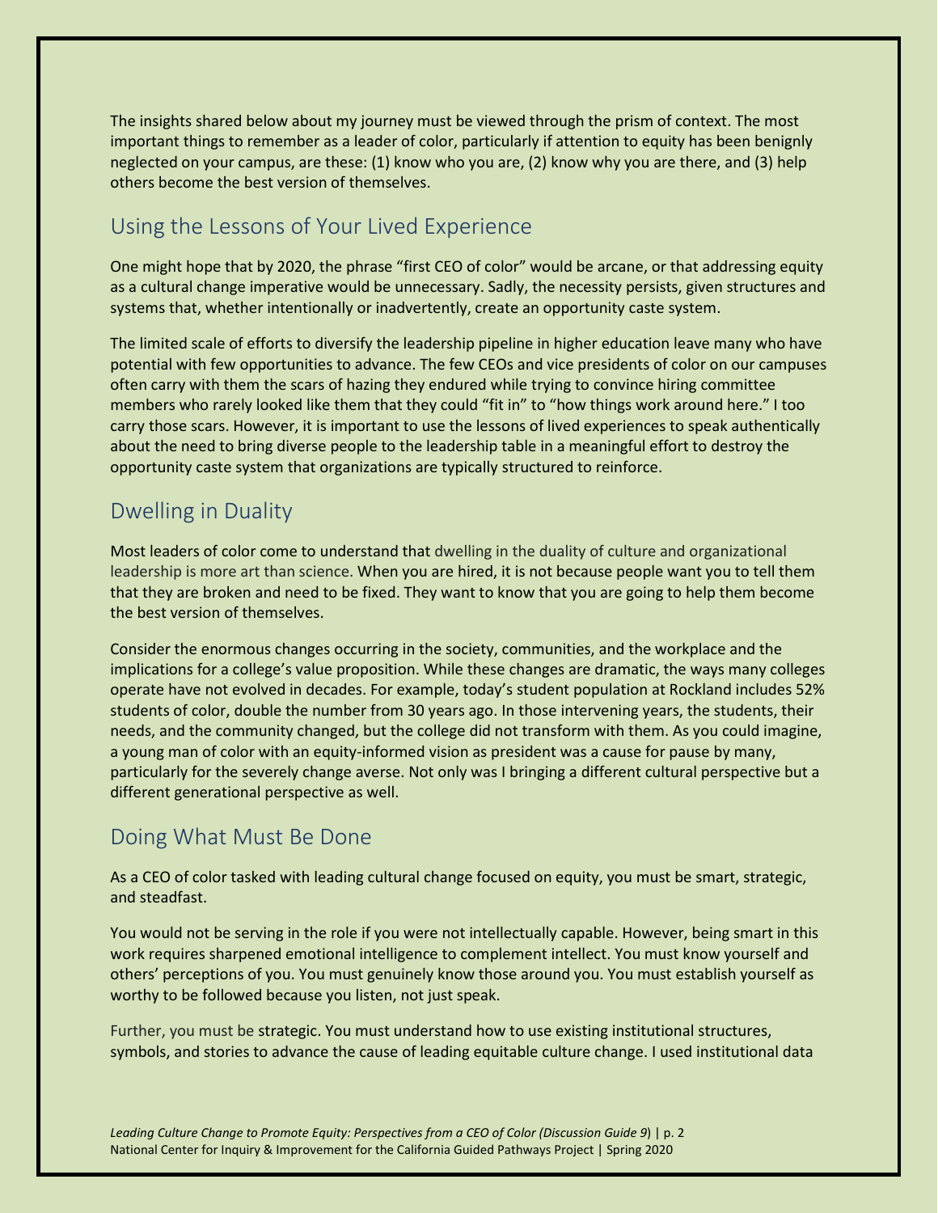The insights shared below about my journey must be viewed through the prism of context. The most important things to remember as a leader of color, particularly if attention to equity has been benignly neglected on your campus, are these: (1) know who you are, (2) know why you are there, and (3) help others become the best version of themselves.

## Using the Lessons of Your Lived Experience

One might hope that by 2020, the phrase "first CEO of color" would be arcane, or that addressing equity as a cultural change imperative would be unnecessary. Sadly, the necessity persists, given structures and systems that, whether intentionally or inadvertently, create an opportunity caste system.

The limited scale of efforts to diversify the leadership pipeline in higher education leave many who have potential with few opportunities to advance. The few CEOs and vice presidents of color on our campuses often carry with them the scars of hazing they endured while trying to convince hiring committee members who rarely looked like them that they could "fit in" to "how things work around here." I too carry those scars. However, it is important to use the lessons of lived experiences to speak authentically about the need to bring diverse people to the leadership table in a meaningful effort to destroy the opportunity caste system that organizations are typically structured to reinforce.

## Dwelling in Duality

Most leaders of color come to understand that dwelling in the duality of culture and organizational leadership is more art than science. When you are hired, it is not because people want you to tell them that they are broken and need to be fixed. They want to know that you are going to help them become the best version of themselves.

Consider the enormous changes occurring in the society, communities, and the workplace and the implications for a college's value proposition. While these changes are dramatic, the ways many colleges operate have not evolved in decades. For example, today's student population at Rockland includes 52% students of color, double the number from 30 years ago. In those intervening years, the students, their needs, and the community changed, but the college did not transform with them. As you could imagine, a young man of color with an equity-informed vision as president was a cause for pause by many, particularly for the severely change averse. Not only was I bringing a different cultural perspective but a different generational perspective as well.

## Doing What Must Be Done

As a CEO of color tasked with leading cultural change focused on equity, you must be smart, strategic, and steadfast.

You would not be serving in the role if you were not intellectually capable. However, being smart in this work requires sharpened emotional intelligence to complement intellect. You must know yourself and others' perceptions of you. You must genuinely know those around you. You must establish yourself as worthy to be followed because you listen, not just speak.

Further, you must be strategic. You must understand how to use existing institutional structures, symbols, and stories to advance the cause of leading equitable culture change. I used institutional data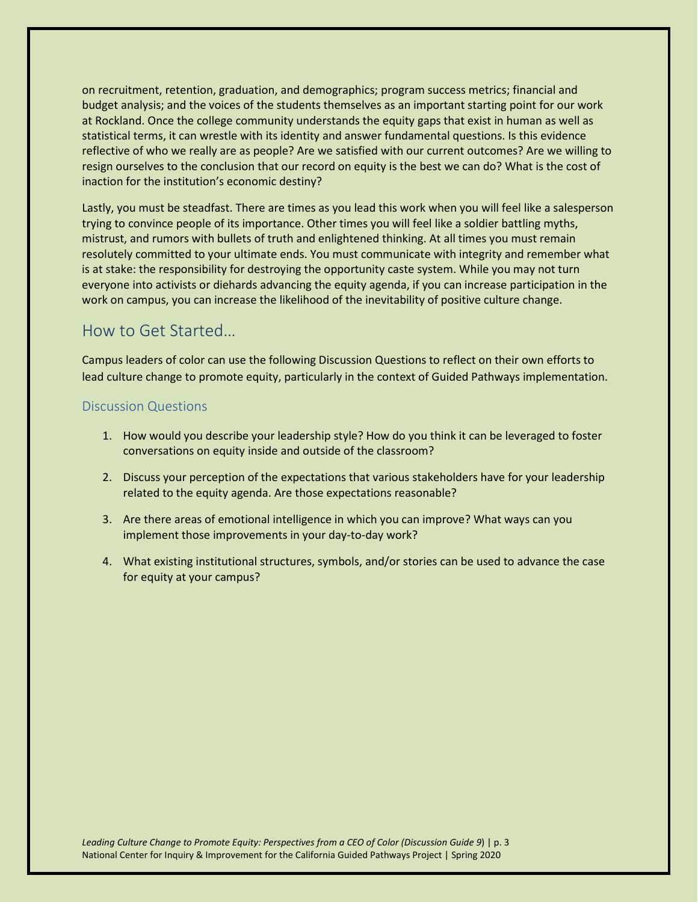on recruitment, retention, graduation, and demographics; program success metrics; financial and budget analysis; and the voices of the students themselves as an important starting point for our work at Rockland. Once the college community understands the equity gaps that exist in human as well as statistical terms, it can wrestle with its identity and answer fundamental questions. Is this evidence reflective of who we really are as people? Are we satisfied with our current outcomes? Are we willing to resign ourselves to the conclusion that our record on equity is the best we can do? What is the cost of inaction for the institution's economic destiny?

Lastly, you must be steadfast. There are times as you lead this work when you will feel like a salesperson trying to convince people of its importance. Other times you will feel like a soldier battling myths, mistrust, and rumors with bullets of truth and enlightened thinking. At all times you must remain resolutely committed to your ultimate ends. You must communicate with integrity and remember what is at stake: the responsibility for destroying the opportunity caste system. While you may not turn everyone into activists or diehards advancing the equity agenda, if you can increase participation in the work on campus, you can increase the likelihood of the inevitability of positive culture change.

## How to Get Started…

Campus leaders of color can use the following Discussion Questions to reflect on their own efforts to lead culture change to promote equity, particularly in the context of Guided Pathways implementation.

### Discussion Questions

1. How would you describe your leadership style? How do you think it can be leveraged to foster conversations on equity inside and outside of the classroom?
2. Discuss your perception of the expectations that various stakeholders have for your leadership related to the equity agenda. Are those expectations reasonable?
3. Are there areas of emotional intelligence in which you can improve? What ways can you implement those improvements in your day-to-day work?
4. What existing institutional structures, symbols, and/or stories can be used to advance the case for equity at your campus?